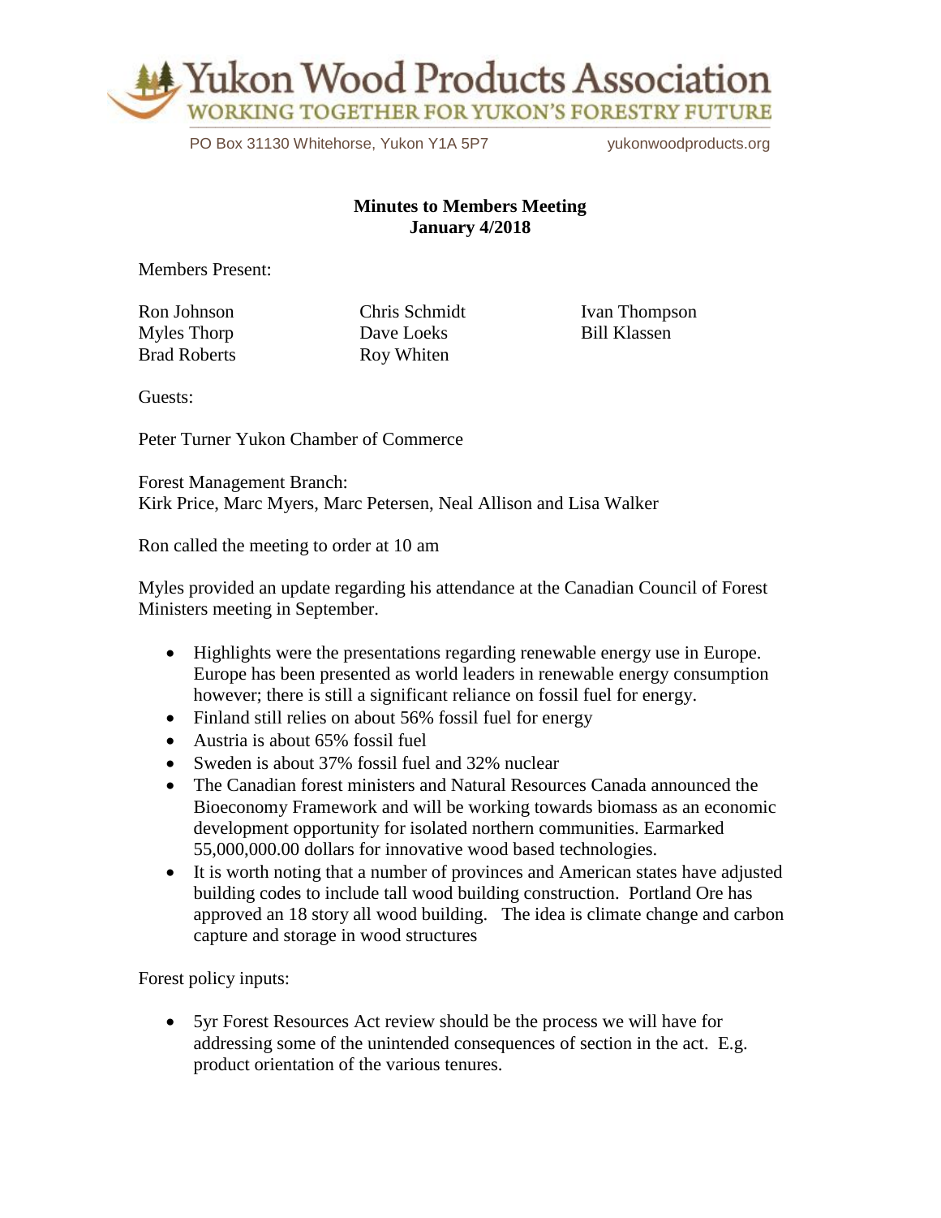Yukon Wood Products Association
WORKING TOGETHER FOR YUKON'S FORESTRY FUTURE

PO Box 31130 Whitehorse, Yukon Y1A 5P7 yukonwoodproducts.org

**Minutes to Members Meeting**
**January 4/2018**

Members Present:

Ron Johnson
Myles Thorp
Brad Roberts
Chris Schmidt
Dave Loeks
Roy Whiten
Ivan Thompson
Bill Klassen

Guests:

Peter Turner Yukon Chamber of Commerce

Forest Management Branch:
Kirk Price, Marc Myers, Marc Petersen, Neal Allison and Lisa Walker

Ron called the meeting to order at 10 am

Myles provided an update regarding his attendance at the Canadian Council of Forest Ministers meeting in September.

- Highlights were the presentations regarding renewable energy use in Europe. Europe has been presented as world leaders in renewable energy consumption however; there is still a significant reliance on fossil fuel for energy.
- Finland still relies on about 56% fossil fuel for energy
- Austria is about 65% fossil fuel
- Sweden is about 37% fossil fuel and 32% nuclear
- The Canadian forest ministers and Natural Resources Canada announced the Bioeconomy Framework and will be working towards biomass as an economic development opportunity for isolated northern communities. Earmarked 55,000,000.00 dollars for innovative wood based technologies.
- It is worth noting that a number of provinces and American states have adjusted building codes to include tall wood building construction. Portland Ore has approved an 18 story all wood building. The idea is climate change and carbon capture and storage in wood structures

Forest policy inputs:

- 5yr Forest Resources Act review should be the process we will have for addressing some of the unintended consequences of section in the act. E.g. product orientation of the various tenures.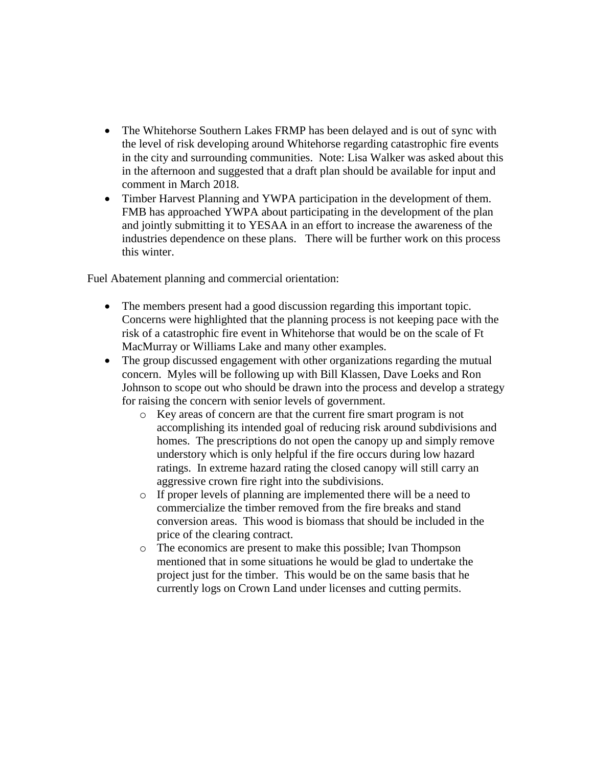- The Whitehorse Southern Lakes FRMP has been delayed and is out of sync with the level of risk developing around Whitehorse regarding catastrophic fire events in the city and surrounding communities. Note: Lisa Walker was asked about this in the afternoon and suggested that a draft plan should be available for input and comment in March 2018.
- Timber Harvest Planning and YWPA participation in the development of them. FMB has approached YWPA about participating in the development of the plan and jointly submitting it to YESAA in an effort to increase the awareness of the industries dependence on these plans. There will be further work on this process this winter.

Fuel Abatement planning and commercial orientation:

- The members present had a good discussion regarding this important topic. Concerns were highlighted that the planning process is not keeping pace with the risk of a catastrophic fire event in Whitehorse that would be on the scale of Ft MacMurray or Williams Lake and many other examples.
- The group discussed engagement with other organizations regarding the mutual concern. Myles will be following up with Bill Klassen, Dave Loeks and Ron Johnson to scope out who should be drawn into the process and develop a strategy for raising the concern with senior levels of government.
    - Key areas of concern are that the current fire smart program is not accomplishing its intended goal of reducing risk around subdivisions and homes. The prescriptions do not open the canopy up and simply remove understory which is only helpful if the fire occurs during low hazard ratings. In extreme hazard rating the closed canopy will still carry an aggressive crown fire right into the subdivisions.
    - If proper levels of planning are implemented there will be a need to commercialize the timber removed from the fire breaks and stand conversion areas. This wood is biomass that should be included in the price of the clearing contract.
    - The economics are present to make this possible; Ivan Thompson mentioned that in some situations he would be glad to undertake the project just for the timber. This would be on the same basis that he currently logs on Crown Land under licenses and cutting permits.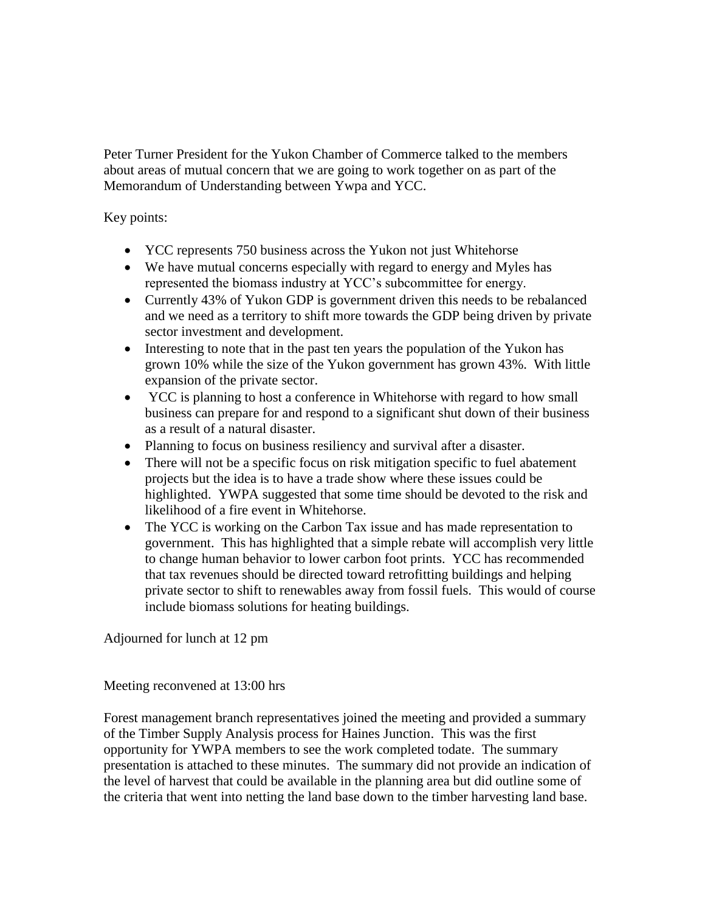Peter Turner President for the Yukon Chamber of Commerce talked to the members about areas of mutual concern that we are going to work together on as part of the Memorandum of Understanding between Ywpa and YCC.

Key points:

- YCC represents 750 business across the Yukon not just Whitehorse
- We have mutual concerns especially with regard to energy and Myles has represented the biomass industry at YCC's subcommittee for energy.
- Currently 43% of Yukon GDP is government driven this needs to be rebalanced and we need as a territory to shift more towards the GDP being driven by private sector investment and development.
- Interesting to note that in the past ten years the population of the Yukon has grown 10% while the size of the Yukon government has grown 43%. With little expansion of the private sector.
- YCC is planning to host a conference in Whitehorse with regard to how small business can prepare for and respond to a significant shut down of their business as a result of a natural disaster.
- Planning to focus on business resiliency and survival after a disaster.
- There will not be a specific focus on risk mitigation specific to fuel abatement projects but the idea is to have a trade show where these issues could be highlighted. YWPA suggested that some time should be devoted to the risk and likelihood of a fire event in Whitehorse.
- The YCC is working on the Carbon Tax issue and has made representation to government. This has highlighted that a simple rebate will accomplish very little to change human behavior to lower carbon foot prints. YCC has recommended that tax revenues should be directed toward retrofitting buildings and helping private sector to shift to renewables away from fossil fuels. This would of course include biomass solutions for heating buildings.

Adjourned for lunch at 12 pm

Meeting reconvened at 13:00 hrs

Forest management branch representatives joined the meeting and provided a summary of the Timber Supply Analysis process for Haines Junction. This was the first opportunity for YWPA members to see the work completed todate. The summary presentation is attached to these minutes. The summary did not provide an indication of the level of harvest that could be available in the planning area but did outline some of the criteria that went into netting the land base down to the timber harvesting land base.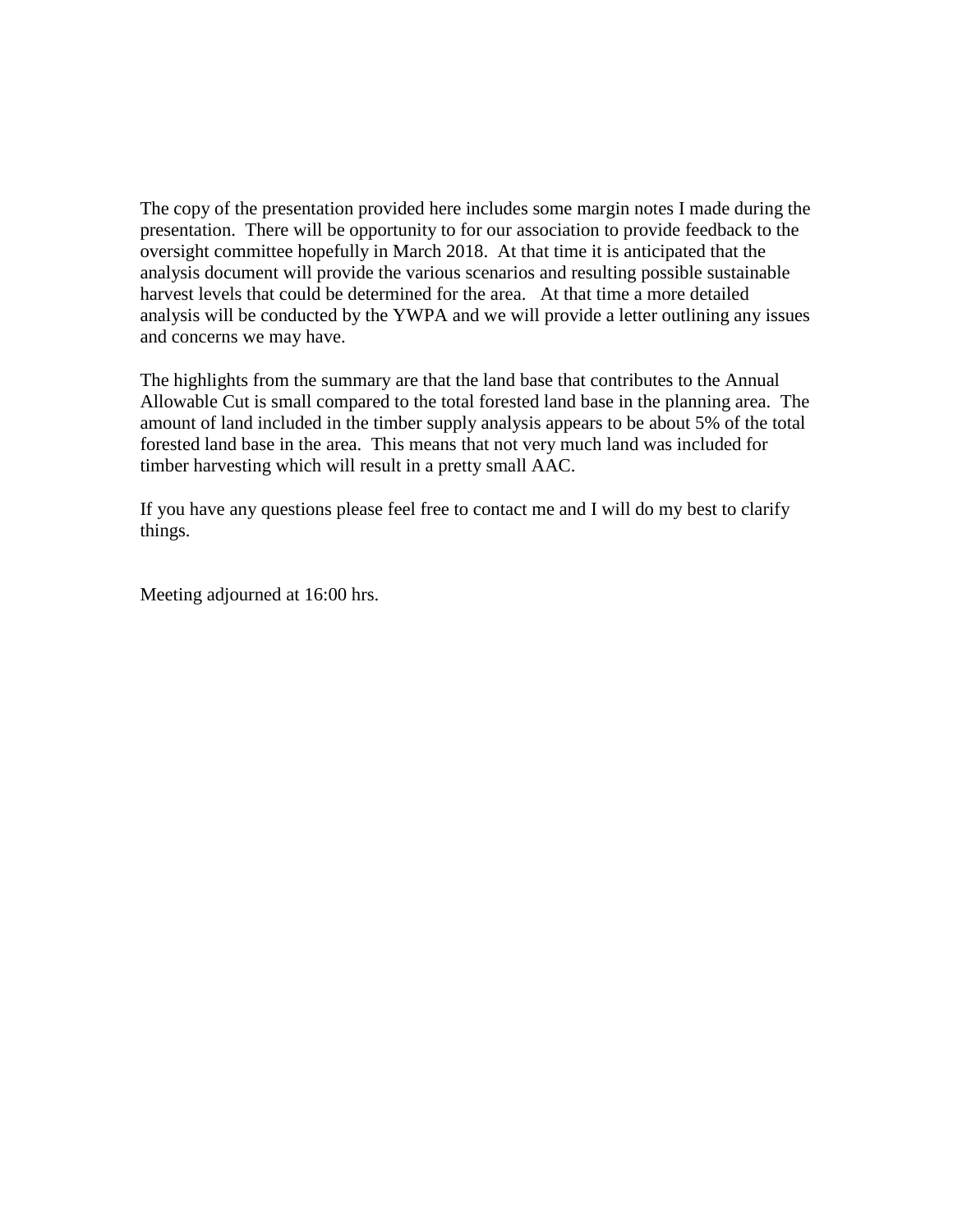The copy of the presentation provided here includes some margin notes I made during the presentation. There will be opportunity to for our association to provide feedback to the oversight committee hopefully in March 2018. At that time it is anticipated that the analysis document will provide the various scenarios and resulting possible sustainable harvest levels that could be determined for the area. At that time a more detailed analysis will be conducted by the YWPA and we will provide a letter outlining any issues and concerns we may have.

The highlights from the summary are that the land base that contributes to the Annual Allowable Cut is small compared to the total forested land base in the planning area. The amount of land included in the timber supply analysis appears to be about 5% of the total forested land base in the area. This means that not very much land was included for timber harvesting which will result in a pretty small AAC.

If you have any questions please feel free to contact me and I will do my best to clarify things.

Meeting adjourned at 16:00 hrs.